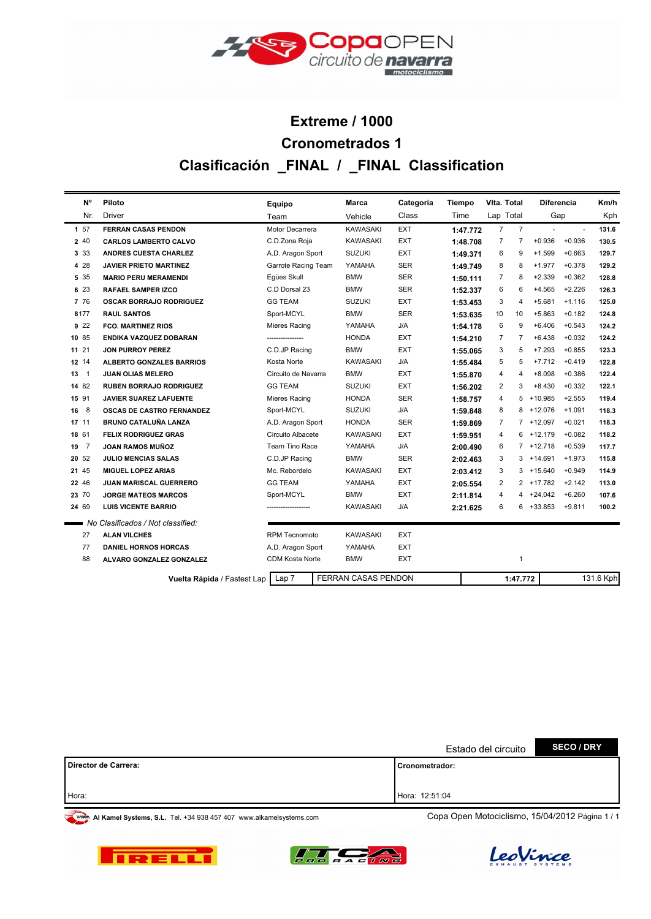# Extreme / 1000

## Cronometrados 1

## Clasificación _FINAL / _FINAL Classification

| Pos | Nº / Nr. | Piloto / Driver | Equipo / Team | Marca / Vehicle | Categoría / Class | Tiempo / Time | Vlta. / Lap | Total / Total | Diferencia / Gap | | Km/h / Kph |
|---|---|---|---|---|---|---|---|---|---|---|---|
| 1 | 57 | FERRAN CASAS PENDON | Motor Decarrera | KAWASAKI | EXT | 1:47.772 | 7 | 7 | - | - | 131.6 |
| 2 | 40 | CARLOS LAMBERTO CALVO | C.D.Zona Roja | KAWASAKI | EXT | 1:48.708 | 7 | 7 | +0.936 | +0.936 | 130.5 |
| 3 | 33 | ANDRES CUESTA CHARLEZ | A.D. Aragon Sport | SUZUKI | EXT | 1:49.371 | 6 | 9 | +1.599 | +0.663 | 129.7 |
| 4 | 28 | JAVIER PRIETO MARTINEZ | Garrote Racing Team | YAMAHA | SER | 1:49.749 | 8 | 8 | +1.977 | +0.378 | 129.2 |
| 5 | 35 | MARIO PERU MERAMENDI | Egües Skull | BMW | SER | 1:50.111 | 7 | 8 | +2.339 | +0.362 | 128.8 |
| 6 | 23 | RAFAEL SAMPER IZCO | C.D Dorsal 23 | BMW | SER | 1:52.337 | 6 | 6 | +4.565 | +2.226 | 126.3 |
| 7 | 76 | OSCAR BORRAJO RODRIGUEZ | GG TEAM | SUZUKI | EXT | 1:53.453 | 3 | 4 | +5.681 | +1.116 | 125.0 |
| 8 | 177 | RAUL SANTOS | Sport-MCYL | BMW | SER | 1:53.635 | 10 | 10 | +5.863 | +0.182 | 124.8 |
| 9 | 22 | FCO. MARTINEZ RIOS | Mieres Racing | YAMAHA | J/A | 1:54.178 | 6 | 9 | +6.406 | +0.543 | 124.2 |
| 10 | 85 | ENDIKA VAZQUEZ DOBARAN | --------------- | HONDA | EXT | 1:54.210 | 7 | 7 | +6.438 | +0.032 | 124.2 |
| 11 | 21 | JON PURROY PEREZ | C.D.JP Racing | BMW | EXT | 1:55.065 | 3 | 5 | +7.293 | +0.855 | 123.3 |
| 12 | 14 | ALBERTO GONZALES BARRIOS | Kosta Norte | KAWASAKI | J/A | 1:55.484 | 5 | 5 | +7.712 | +0.419 | 122.8 |
| 13 | 1 | JUAN OLIAS MELERO | Circuito de Navarra | BMW | EXT | 1:55.870 | 4 | 4 | +8.098 | +0.386 | 122.4 |
| 14 | 82 | RUBEN BORRAJO RODRIGUEZ | GG TEAM | SUZUKI | EXT | 1:56.202 | 2 | 3 | +8.430 | +0.332 | 122.1 |
| 15 | 91 | JAVIER SUAREZ LAFUENTE | Mieres Racing | HONDA | SER | 1:58.757 | 4 | 5 | +10.985 | +2.555 | 119.4 |
| 16 | 8 | OSCAS DE CASTRO FERNANDEZ | Sport-MCYL | SUZUKI | J/A | 1:59.848 | 8 | 8 | +12.076 | +1.091 | 118.3 |
| 17 | 11 | BRUNO CATALUÑA LANZA | A.D. Aragon Sport | HONDA | SER | 1:59.869 | 7 | 7 | +12.097 | +0.021 | 118.3 |
| 18 | 61 | FELIX RODRIGUEZ GRAS | Circuito Albacete | KAWASAKI | EXT | 1:59.951 | 4 | 6 | +12.179 | +0.082 | 118.2 |
| 19 | 7 | JOAN RAMOS MUÑOZ | Team Tino Race | YAMAHA | J/A | 2:00.490 | 6 | 7 | +12.718 | +0.539 | 117.7 |
| 20 | 52 | JULIO MENCIAS SALAS | C.D.JP Racing | BMW | SER | 2:02.463 | 3 | 3 | +14.691 | +1.973 | 115.8 |
| 21 | 45 | MIGUEL LOPEZ ARIAS | Mc. Rebordelo | KAWASAKI | EXT | 2:03.412 | 3 | 3 | +15.640 | +0.949 | 114.9 |
| 22 | 46 | JUAN MARISCAL GUERRERO | GG TEAM | YAMAHA | EXT | 2:05.554 | 2 | 2 | +17.782 | +2.142 | 113.0 |
| 23 | 70 | JORGE MATEOS MARCOS | Sport-MCYL | BMW | EXT | 2:11.814 | 4 | 4 | +24.042 | +6.260 | 107.6 |
| 24 | 69 | LUIS VICENTE BARRIO | ------------------ | KAWASAKI | J/A | 2:21.625 | 6 | 6 | +33.853 | +9.811 | 100.2 |

*No Clasificados / Not classified:*

| Nº | Piloto | Equipo | Marca | Categoría | Tiempo | Vlta. | Total |
|---|---|---|---|---|---|---|---|
| 27 | ALAN VILCHES | RPM Tecnomoto | KAWASAKI | EXT | | | |
| 77 | DANIEL HORNOS HORCAS | A.D. Aragon Sport | YAMAHA | EXT | | | |
| 88 | ALVARO GONZALEZ GONZALEZ | CDM Kosta Norte | BMW | EXT | | | 1 |

**Vuelta Rápida** / Fastest Lap | Lap 7 | FERRAN CASAS PENDON | 1:47.772 | 131.6 Kph

Estado del circuito **SECO / DRY**

| **Director de Carrera:** | **Cronometrador:** |
|---|---|
| Hora: | Hora: 12:51:04 |

**Al Kamel Systems, S.L.** Tel. +34 938 457 407 www.alkamelsystems.com

Copa Open Motociclismo, 15/04/2012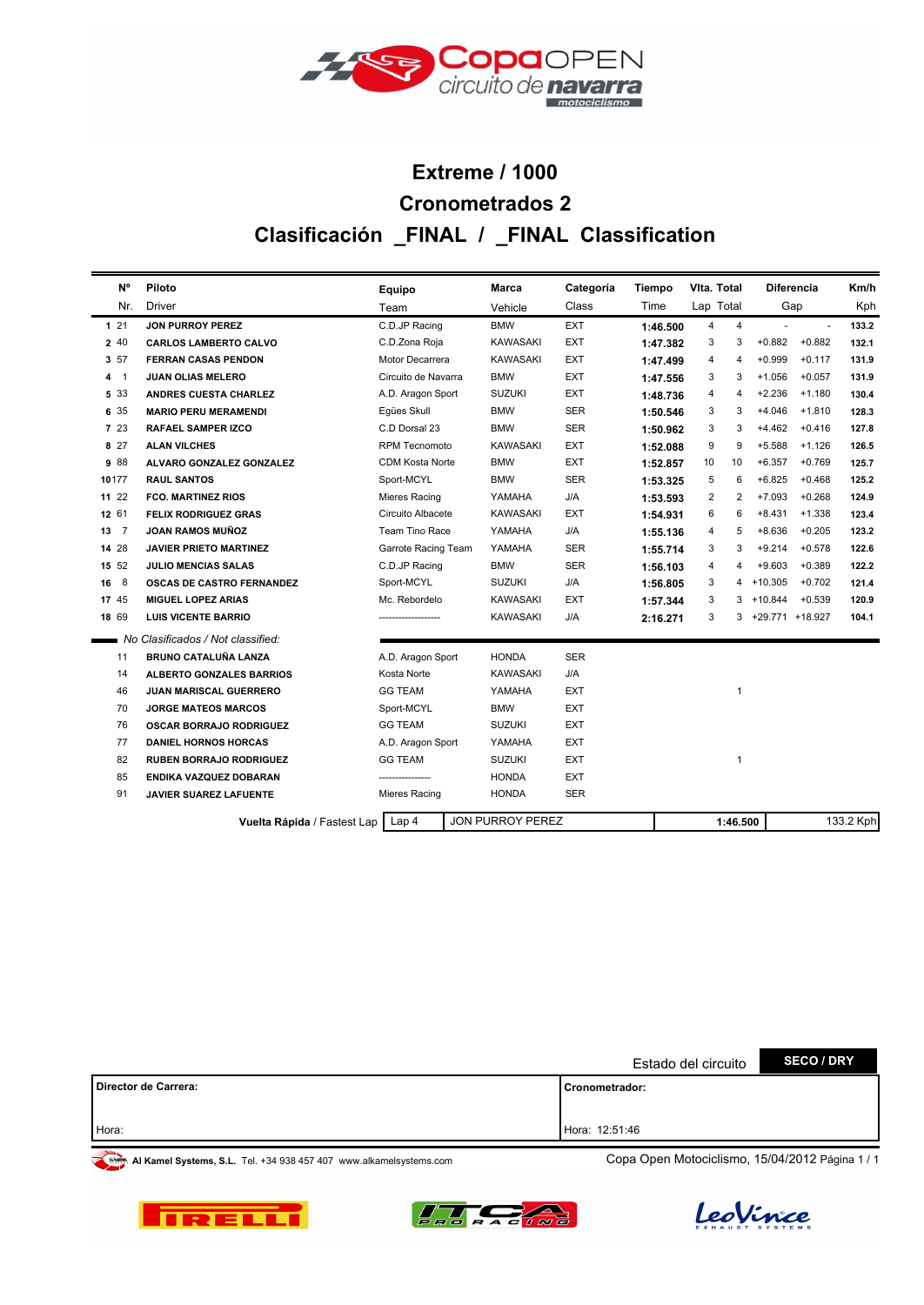# Extreme / 1000

## Cronometrados 2

## Clasificación _FINAL / _FINAL Classification

| Pos | Nº Nr. | Piloto Driver | Equipo Team | Marca Vehicle | Categoría Class | Tiempo Time | Vlta. Lap | Total | Diferencia Gap | | Km/h Kph |
|---|---|---|---|---|---|---|---|---|---|---|---|
| 1 | 21 | JON PURROY PEREZ | C.D.JP Racing | BMW | EXT | 1:46.500 | 4 | 4 | - | - | 133.2 |
| 2 | 40 | CARLOS LAMBERTO CALVO | C.D.Zona Roja | KAWASAKI | EXT | 1:47.382 | 3 | 3 | +0.882 | +0.882 | 132.1 |
| 3 | 57 | FERRAN CASAS PENDON | Motor Decarrera | KAWASAKI | EXT | 1:47.499 | 4 | 4 | +0.999 | +0.117 | 131.9 |
| 4 | 1 | JUAN OLIAS MELERO | Circuito de Navarra | BMW | EXT | 1:47.556 | 3 | 3 | +1.056 | +0.057 | 131.9 |
| 5 | 33 | ANDRES CUESTA CHARLEZ | A.D. Aragon Sport | SUZUKI | EXT | 1:48.736 | 4 | 4 | +2.236 | +1.180 | 130.4 |
| 6 | 35 | MARIO PERU MERAMENDI | Egües Skull | BMW | SER | 1:50.546 | 3 | 3 | +4.046 | +1.810 | 128.3 |
| 7 | 23 | RAFAEL SAMPER IZCO | C.D Dorsal 23 | BMW | SER | 1:50.962 | 3 | 3 | +4.462 | +0.416 | 127.8 |
| 8 | 27 | ALAN VILCHES | RPM Tecnomoto | KAWASAKI | EXT | 1:52.088 | 9 | 9 | +5.588 | +1.126 | 126.5 |
| 9 | 88 | ALVARO GONZALEZ GONZALEZ | CDM Kosta Norte | BMW | EXT | 1:52.857 | 10 | 10 | +6.357 | +0.769 | 125.7 |
| 10 | 177 | RAUL SANTOS | Sport-MCYL | BMW | SER | 1:53.325 | 5 | 6 | +6.825 | +0.468 | 125.2 |
| 11 | 22 | FCO. MARTINEZ RIOS | Mieres Racing | YAMAHA | J/A | 1:53.593 | 2 | 2 | +7.093 | +0.268 | 124.9 |
| 12 | 61 | FELIX RODRIGUEZ GRAS | Circuito Albacete | KAWASAKI | EXT | 1:54.931 | 6 | 6 | +8.431 | +1.338 | 123.4 |
| 13 | 7 | JOAN RAMOS MUÑOZ | Team Tino Race | YAMAHA | J/A | 1:55.136 | 4 | 5 | +8.636 | +0.205 | 123.2 |
| 14 | 28 | JAVIER PRIETO MARTINEZ | Garrote Racing Team | YAMAHA | SER | 1:55.714 | 3 | 3 | +9.214 | +0.578 | 122.6 |
| 15 | 52 | JULIO MENCIAS SALAS | C.D.JP Racing | BMW | SER | 1:56.103 | 4 | 4 | +9.603 | +0.389 | 122.2 |
| 16 | 8 | OSCAS DE CASTRO FERNANDEZ | Sport-MCYL | SUZUKI | J/A | 1:56.805 | 3 | 4 | +10.305 | +0.702 | 121.4 |
| 17 | 45 | MIGUEL LOPEZ ARIAS | Mc. Rebordelo | KAWASAKI | EXT | 1:57.344 | 3 | 3 | +10.844 | +0.539 | 120.9 |
| 18 | 69 | LUIS VICENTE BARRIO | ------------------ | KAWASAKI | J/A | 2:16.271 | 3 | 3 | +29.771 | +18.927 | 104.1 |

*No Clasificados / Not classified:*

| Nº | Piloto | Equipo | Marca | Categoría | Vlta. | Total |
|---|---|---|---|---|---|---|
| 11 | BRUNO CATALUÑA LANZA | A.D. Aragon Sport | HONDA | SER | | |
| 14 | ALBERTO GONZALES BARRIOS | Kosta Norte | KAWASAKI | J/A | | |
| 46 | JUAN MARISCAL GUERRERO | GG TEAM | YAMAHA | EXT | | 1 |
| 70 | JORGE MATEOS MARCOS | Sport-MCYL | BMW | EXT | | |
| 76 | OSCAR BORRAJO RODRIGUEZ | GG TEAM | SUZUKI | EXT | | |
| 77 | DANIEL HORNOS HORCAS | A.D. Aragon Sport | YAMAHA | EXT | | |
| 82 | RUBEN BORRAJO RODRIGUEZ | GG TEAM | SUZUKI | EXT | | 1 |
| 85 | ENDIKA VAZQUEZ DOBARAN | --------------- | HONDA | EXT | | |
| 91 | JAVIER SUAREZ LAFUENTE | Mieres Racing | HONDA | SER | | |

**Vuelta Rápida** / Fastest Lap | Lap 4 | JON PURROY PEREZ | **1:46.500** | 133.2 Kph

Estado del circuito **SECO / DRY**

| **Director de Carrera:** | **Cronometrador:** |
|---|---|
| Hora: | Hora: 12:51:46 |

**Al Kamel Systems, S.L.** Tel. +34 938 457 407 www.alkamelsystems.com

Copa Open Motociclismo, 15/04/2012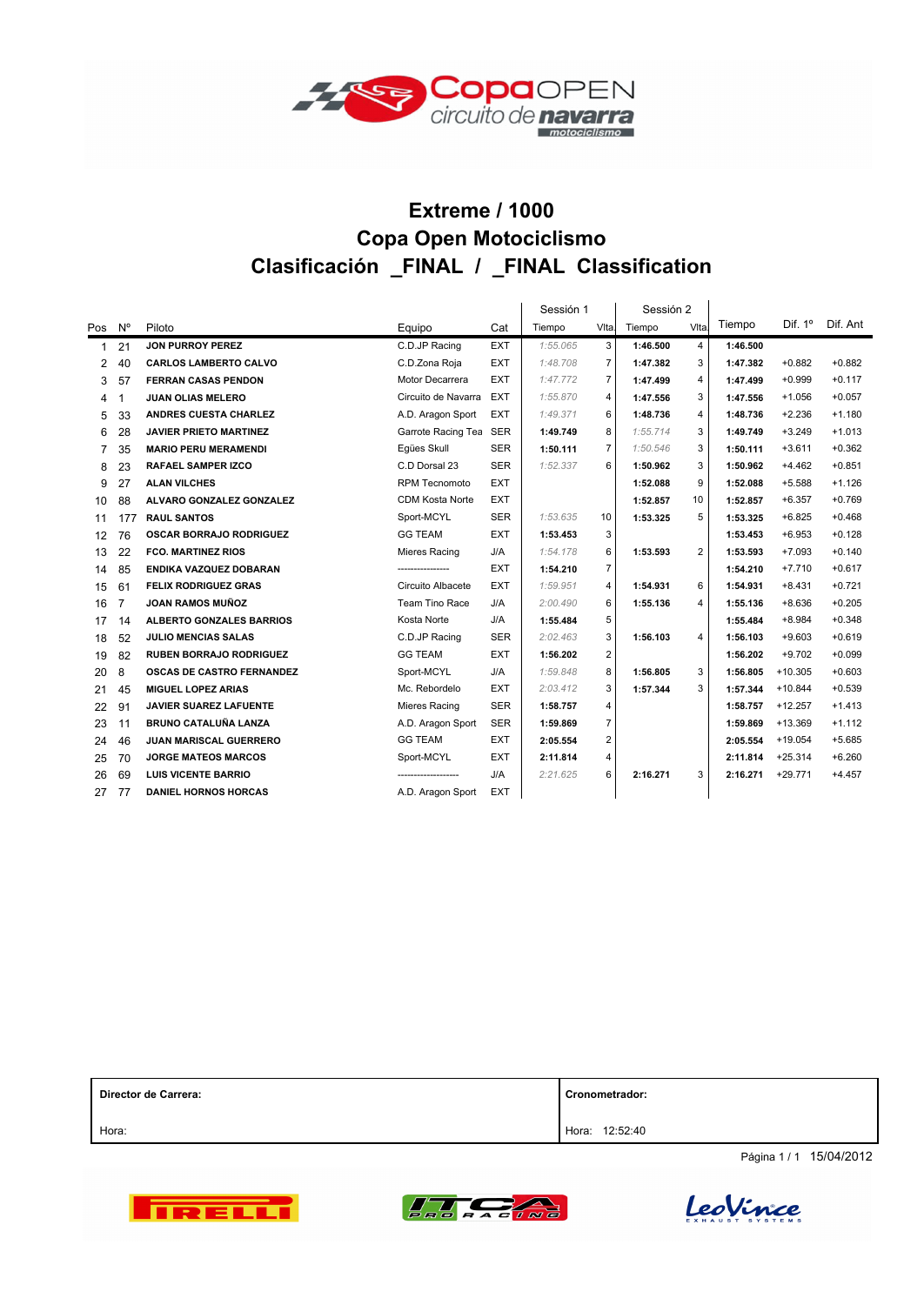# Extreme / 1000

## Copa Open Motociclismo

## Clasificación _FINAL / _FINAL Classification

| Pos | Nº | Piloto | Equipo | Cat | Sessión 1 |  | Sessión 2 |  | Tiempo | Dif. 1º | Dif. Ant |
|---|---|---|---|---|---|---|---|---|---|---|---|
|  |  |  |  |  | Tiempo | Vlta | Tiempo | Vlta |  |  |  |
| 1 | 21 | **JON PURROY PEREZ** | C.D.JP Racing | EXT | *1:55.065* | 3 | **1:46.500** | 4 | **1:46.500** |  |  |
| 2 | 40 | **CARLOS LAMBERTO CALVO** | C.D.Zona Roja | EXT | *1:48.708* | 7 | **1:47.382** | 3 | **1:47.382** | +0.882 | +0.882 |
| 3 | 57 | **FERRAN CASAS PENDON** | Motor Decarrera | EXT | *1:47.772* | 7 | **1:47.499** | 4 | **1:47.499** | +0.999 | +0.117 |
| 4 | 1 | **JUAN OLIAS MELERO** | Circuito de Navarra | EXT | *1:55.870* | 4 | **1:47.556** | 3 | **1:47.556** | +1.056 | +0.057 |
| 5 | 33 | **ANDRES CUESTA CHARLEZ** | A.D. Aragon Sport | EXT | *1:49.371* | 6 | **1:48.736** | 4 | **1:48.736** | +2.236 | +1.180 |
| 6 | 28 | **JAVIER PRIETO MARTINEZ** | Garrote Racing Tea | SER | **1:49.749** | 8 | *1:55.714* | 3 | **1:49.749** | +3.249 | +1.013 |
| 7 | 35 | **MARIO PERU MERAMENDI** | Egües Skull | SER | **1:50.111** | 7 | *1:50.546* | 3 | **1:50.111** | +3.611 | +0.362 |
| 8 | 23 | **RAFAEL SAMPER IZCO** | C.D Dorsal 23 | SER | *1:52.337* | 6 | **1:50.962** | 3 | **1:50.962** | +4.462 | +0.851 |
| 9 | 27 | **ALAN VILCHES** | RPM Tecnomoto | EXT |  |  | **1:52.088** | 9 | **1:52.088** | +5.588 | +1.126 |
| 10 | 88 | **ALVARO GONZALEZ GONZALEZ** | CDM Kosta Norte | EXT |  |  | **1:52.857** | 10 | **1:52.857** | +6.357 | +0.769 |
| 11 | 177 | **RAUL SANTOS** | Sport-MCYL | SER | *1:53.635* | 10 | **1:53.325** | 5 | **1:53.325** | +6.825 | +0.468 |
| 12 | 76 | **OSCAR BORRAJO RODRIGUEZ** | GG TEAM | EXT | **1:53.453** | 3 |  |  | **1:53.453** | +6.953 | +0.128 |
| 13 | 22 | **FCO. MARTINEZ RIOS** | Mieres Racing | J/A | *1:54.178* | 6 | **1:53.593** | 2 | **1:53.593** | +7.093 | +0.140 |
| 14 | 85 | **ENDIKA VAZQUEZ DOBARAN** | ---------------- | EXT | **1:54.210** | 7 |  |  | **1:54.210** | +7.710 | +0.617 |
| 15 | 61 | **FELIX RODRIGUEZ GRAS** | Circuito Albacete | EXT | *1:59.951* | 4 | **1:54.931** | 6 | **1:54.931** | +8.431 | +0.721 |
| 16 | 7 | **JOAN RAMOS MUÑOZ** | Team Tino Race | J/A | *2:00.490* | 6 | **1:55.136** | 4 | **1:55.136** | +8.636 | +0.205 |
| 17 | 14 | **ALBERTO GONZALES BARRIOS** | Kosta Norte | J/A | **1:55.484** | 5 |  |  | **1:55.484** | +8.984 | +0.348 |
| 18 | 52 | **JULIO MENCIAS SALAS** | C.D.JP Racing | SER | *2:02.463* | 3 | **1:56.103** | 4 | **1:56.103** | +9.603 | +0.619 |
| 19 | 82 | **RUBEN BORRAJO RODRIGUEZ** | GG TEAM | EXT | **1:56.202** | 2 |  |  | **1:56.202** | +9.702 | +0.099 |
| 20 | 8 | **OSCAS DE CASTRO FERNANDEZ** | Sport-MCYL | J/A | *1:59.848* | 8 | **1:56.805** | 3 | **1:56.805** | +10.305 | +0.603 |
| 21 | 45 | **MIGUEL LOPEZ ARIAS** | Mc. Rebordelo | EXT | *2:03.412* | 3 | **1:57.344** | 3 | **1:57.344** | +10.844 | +0.539 |
| 22 | 91 | **JAVIER SUAREZ LAFUENTE** | Mieres Racing | SER | **1:58.757** | 4 |  |  | **1:58.757** | +12.257 | +1.413 |
| 23 | 11 | **BRUNO CATALUÑA LANZA** | A.D. Aragon Sport | SER | **1:59.869** | 7 |  |  | **1:59.869** | +13.369 | +1.112 |
| 24 | 46 | **JUAN MARISCAL GUERRERO** | GG TEAM | EXT | **2:05.554** | 2 |  |  | **2:05.554** | +19.054 | +5.685 |
| 25 | 70 | **JORGE MATEOS MARCOS** | Sport-MCYL | EXT | **2:11.814** | 4 |  |  | **2:11.814** | +25.314 | +6.260 |
| 26 | 69 | **LUIS VICENTE BARRIO** | ------------------- | J/A | *2:21.625* | 6 | **2:16.271** | 3 | **2:16.271** | +29.771 | +4.457 |
| 27 | 77 | **DANIEL HORNOS HORCAS** | A.D. Aragon Sport | EXT |  |  |  |  |  |  |  |

| **Director de Carrera:** | **Cronometrador:** |
|---|---|
| Hora: | Hora: 12:52:40 |

Página 1 / 1 15/04/2012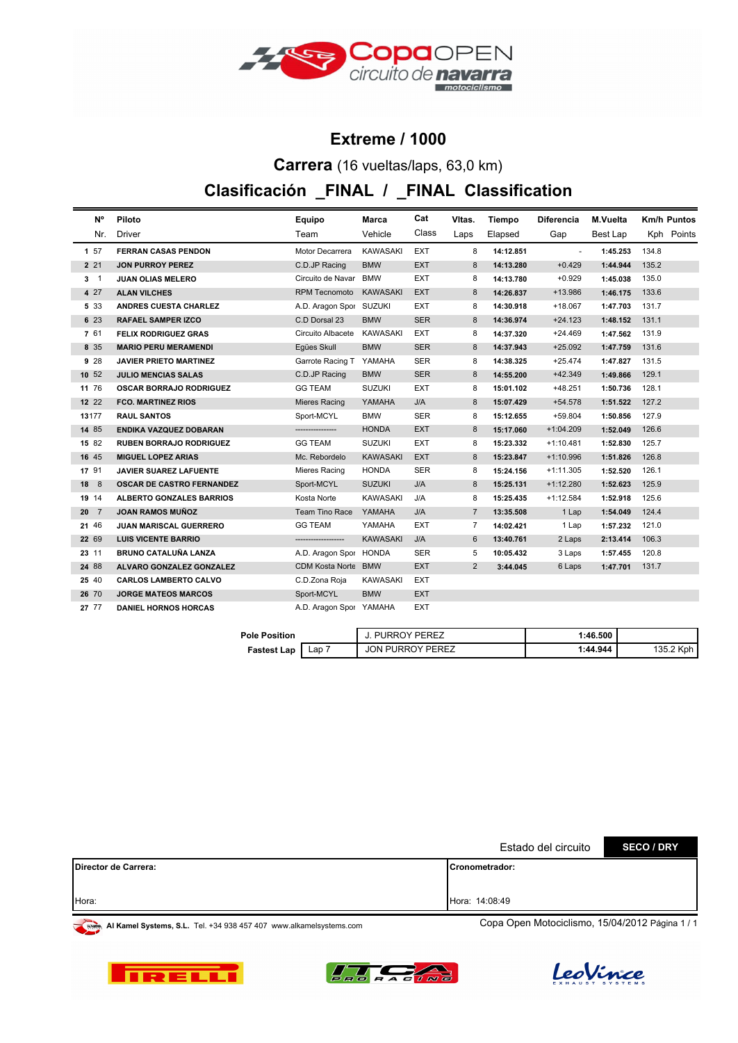# Extreme / 1000

## **Carrera** (16 vueltas/laps, 63,0 km)

## Clasificación _FINAL / _FINAL Classification

| Nº | Nr. | Piloto / Driver | Equipo / Team | Marca / Vehicle | Cat / Class | Vltas. / Laps | Tiempo / Elapsed | Diferencia / Gap | M.Vuelta / Best Lap | Km/h / Kph | Puntos / Points |
|---|---|---|---|---|---|---|---|---|---|---|---|
| 1 | 57 | **FERRAN CASAS PENDON** | Motor Decarrera | KAWASAKI | EXT | 8 | **14:12.851** | - | **1:45.253** | 134.8 | |
| 2 | 21 | **JON PURROY PEREZ** | C.D.JP Racing | BMW | EXT | 8 | **14:13.280** | +0.429 | **1:44.944** | 135.2 | |
| 3 | 1 | **JUAN OLIAS MELERO** | Circuito de Navar | BMW | EXT | 8 | **14:13.780** | +0.929 | **1:45.038** | 135.0 | |
| 4 | 27 | **ALAN VILCHES** | RPM Tecnomoto | KAWASAKI | EXT | 8 | **14:26.837** | +13.986 | **1:46.175** | 133.6 | |
| 5 | 33 | **ANDRES CUESTA CHARLEZ** | A.D. Aragon Spor | SUZUKI | EXT | 8 | **14:30.918** | +18.067 | **1:47.703** | 131.7 | |
| 6 | 23 | **RAFAEL SAMPER IZCO** | C.D Dorsal 23 | BMW | SER | 8 | **14:36.974** | +24.123 | **1:48.152** | 131.1 | |
| 7 | 61 | **FELIX RODRIGUEZ GRAS** | Circuito Albacete | KAWASAKI | EXT | 8 | **14:37.320** | +24.469 | **1:47.562** | 131.9 | |
| 8 | 35 | **MARIO PERU MERAMENDI** | Egües Skull | BMW | SER | 8 | **14:37.943** | +25.092 | **1:47.759** | 131.6 | |
| 9 | 28 | **JAVIER PRIETO MARTINEZ** | Garrote Racing T | YAMAHA | SER | 8 | **14:38.325** | +25.474 | **1:47.827** | 131.5 | |
| 10 | 52 | **JULIO MENCIAS SALAS** | C.D.JP Racing | BMW | SER | 8 | **14:55.200** | +42.349 | **1:49.866** | 129.1 | |
| 11 | 76 | **OSCAR BORRAJO RODRIGUEZ** | GG TEAM | SUZUKI | EXT | 8 | **15:01.102** | +48.251 | **1:50.736** | 128.1 | |
| 12 | 22 | **FCO. MARTINEZ RIOS** | Mieres Racing | YAMAHA | J/A | 8 | **15:07.429** | +54.578 | **1:51.522** | 127.2 | |
| 13 | 177 | **RAUL SANTOS** | Sport-MCYL | BMW | SER | 8 | **15:12.655** | +59.804 | **1:50.856** | 127.9 | |
| 14 | 85 | **ENDIKA VAZQUEZ DOBARAN** | --------------- | HONDA | EXT | 8 | **15:17.060** | +1:04.209 | **1:52.049** | 126.6 | |
| 15 | 82 | **RUBEN BORRAJO RODRIGUEZ** | GG TEAM | SUZUKI | EXT | 8 | **15:23.332** | +1:10.481 | **1:52.830** | 125.7 | |
| 16 | 45 | **MIGUEL LOPEZ ARIAS** | Mc. Rebordelo | KAWASAKI | EXT | 8 | **15:23.847** | +1:10.996 | **1:51.826** | 126.8 | |
| 17 | 91 | **JAVIER SUAREZ LAFUENTE** | Mieres Racing | HONDA | SER | 8 | **15:24.156** | +1:11.305 | **1:52.520** | 126.1 | |
| 18 | 8 | **OSCAR DE CASTRO FERNANDEZ** | Sport-MCYL | SUZUKI | J/A | 8 | **15:25.131** | +1:12.280 | **1:52.623** | 125.9 | |
| 19 | 14 | **ALBERTO GONZALES BARRIOS** | Kosta Norte | KAWASAKI | J/A | 8 | **15:25.435** | +1:12.584 | **1:52.918** | 125.6 | |
| 20 | 7 | **JOAN RAMOS MUÑOZ** | Team Tino Race | YAMAHA | J/A | 7 | **13:35.508** | 1 Lap | **1:54.049** | 124.4 | |
| 21 | 46 | **JUAN MARISCAL GUERRERO** | GG TEAM | YAMAHA | EXT | 7 | **14:02.421** | 1 Lap | **1:57.232** | 121.0 | |
| 22 | 69 | **LUIS VICENTE BARRIO** | ----------------- | KAWASAKI | J/A | 6 | **13:40.761** | 2 Laps | **2:13.414** | 106.3 | |
| 23 | 11 | **BRUNO CATALUÑA LANZA** | A.D. Aragon Spor | HONDA | SER | 5 | **10:05.432** | 3 Laps | **1:57.455** | 120.8 | |
| 24 | 88 | **ALVARO GONZALEZ GONZALEZ** | CDM Kosta Norte | BMW | EXT | 2 | **3:44.045** | 6 Laps | **1:47.701** | 131.7 | |
| 25 | 40 | **CARLOS LAMBERTO CALVO** | C.D.Zona Roja | KAWASAKI | EXT | | | | | | |
| 26 | 70 | **JORGE MATEOS MARCOS** | Sport-MCYL | BMW | EXT | | | | | | |
| 27 | 77 | **DANIEL HORNOS HORCAS** | A.D. Aragon Spor | YAMAHA | EXT | | | | | | |

| | | | | |
|---|---|---|---|---|
| **Pole Position** | | J. PURROY PEREZ | **1:46.500** | |
| **Fastest Lap** | Lap 7 | JON PURROY PEREZ | **1:44.944** | 135.2 Kph |

Estado del circuito **SECO / DRY**

| | |
|---|---|
| **Director de Carrera:** | **Cronometrador:** |
| Hora: | Hora: 14:08:49 |

**Al Kamel Systems, S.L.** Tel. +34 938 457 407 www.alkamelsystems.com

Copa Open Motociclismo, 15/04/2012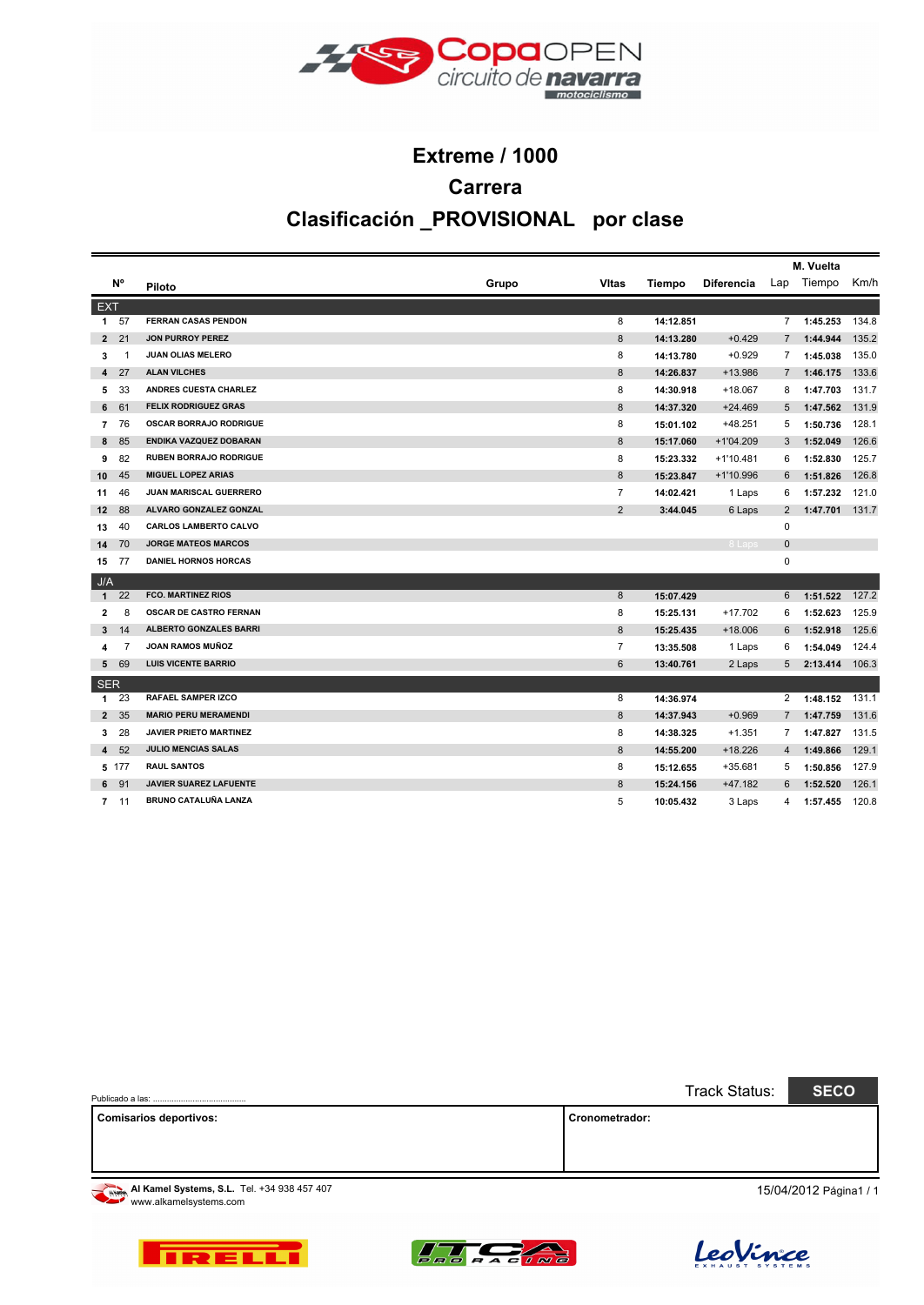# Extreme / 1000

## Carrera

## Clasificación _PROVISIONAL por clase

| | Nº | Piloto | Grupo | Vltas | Tiempo | Diferencia | Lap | M. Vuelta Tiempo | Km/h |
|---|---|---|---|---|---|---|---|---|---|
| **EXT** | | | | | | | | | |
| 1 | 57 | FERRAN CASAS PENDON | | 8 | 14:12.851 | | 7 | 1:45.253 | 134.8 |
| 2 | 21 | JON PURROY PEREZ | | 8 | 14:13.280 | +0.429 | 7 | 1:44.944 | 135.2 |
| 3 | 1 | JUAN OLIAS MELERO | | 8 | 14:13.780 | +0.929 | 7 | 1:45.038 | 135.0 |
| 4 | 27 | ALAN VILCHES | | 8 | 14:26.837 | +13.986 | 7 | 1:46.175 | 133.6 |
| 5 | 33 | ANDRES CUESTA CHARLEZ | | 8 | 14:30.918 | +18.067 | 8 | 1:47.703 | 131.7 |
| 6 | 61 | FELIX RODRIGUEZ GRAS | | 8 | 14:37.320 | +24.469 | 5 | 1:47.562 | 131.9 |
| 7 | 76 | OSCAR BORRAJO RODRIGUE | | 8 | 15:01.102 | +48.251 | 5 | 1:50.736 | 128.1 |
| 8 | 85 | ENDIKA VAZQUEZ DOBARAN | | 8 | 15:17.060 | +1'04.209 | 3 | 1:52.049 | 126.6 |
| 9 | 82 | RUBEN BORRAJO RODRIGUE | | 8 | 15:23.332 | +1'10.481 | 6 | 1:52.830 | 125.7 |
| 10 | 45 | MIGUEL LOPEZ ARIAS | | 8 | 15:23.847 | +1'10.996 | 6 | 1:51.826 | 126.8 |
| 11 | 46 | JUAN MARISCAL GUERRERO | | 7 | 14:02.421 | 1 Laps | 6 | 1:57.232 | 121.0 |
| 12 | 88 | ALVARO GONZALEZ GONZAL | | 2 | 3:44.045 | 6 Laps | 2 | 1:47.701 | 131.7 |
| 13 | 40 | CARLOS LAMBERTO CALVO | | | | | 0 | | |
| 14 | 70 | JORGE MATEOS MARCOS | | | | 8 Laps | 0 | | |
| 15 | 77 | DANIEL HORNOS HORCAS | | | | | 0 | | |
| **J/A** | | | | | | | | | |
| 1 | 22 | FCO. MARTINEZ RIOS | | 8 | 15:07.429 | | 6 | 1:51.522 | 127.2 |
| 2 | 8 | OSCAR DE CASTRO FERNAN | | 8 | 15:25.131 | +17.702 | 6 | 1:52.623 | 125.9 |
| 3 | 14 | ALBERTO GONZALES BARRI | | 8 | 15:25.435 | +18.006 | 6 | 1:52.918 | 125.6 |
| 4 | 7 | JOAN RAMOS MUÑOZ | | 7 | 13:35.508 | 1 Laps | 6 | 1:54.049 | 124.4 |
| 5 | 69 | LUIS VICENTE BARRIO | | 6 | 13:40.761 | 2 Laps | 5 | 2:13.414 | 106.3 |
| **SER** | | | | | | | | | |
| 1 | 23 | RAFAEL SAMPER IZCO | | 8 | 14:36.974 | | 2 | 1:48.152 | 131.1 |
| 2 | 35 | MARIO PERU MERAMENDI | | 8 | 14:37.943 | +0.969 | 7 | 1:47.759 | 131.6 |
| 3 | 28 | JAVIER PRIETO MARTINEZ | | 8 | 14:38.325 | +1.351 | 7 | 1:47.827 | 131.5 |
| 4 | 52 | JULIO MENCIAS SALAS | | 8 | 14:55.200 | +18.226 | 4 | 1:49.866 | 129.1 |
| 5 | 177 | RAUL SANTOS | | 8 | 15:12.655 | +35.681 | 5 | 1:50.856 | 127.9 |
| 6 | 91 | JAVIER SUAREZ LAFUENTE | | 8 | 15:24.156 | +47.182 | 6 | 1:52.520 | 126.1 |
| 7 | 11 | BRUNO CATALUÑA LANZA | | 5 | 10:05.432 | 3 Laps | 4 | 1:57.455 | 120.8 |

Publicado a las: .......................................

Track Status: **SECO**

| Comisarios deportivos: | Cronometrador: |
|---|---|
| | |

**Al Kamel Systems, S.L.** Tel. +34 938 457 407
www.alkamelsystems.com

15/04/2012 Página1 / 1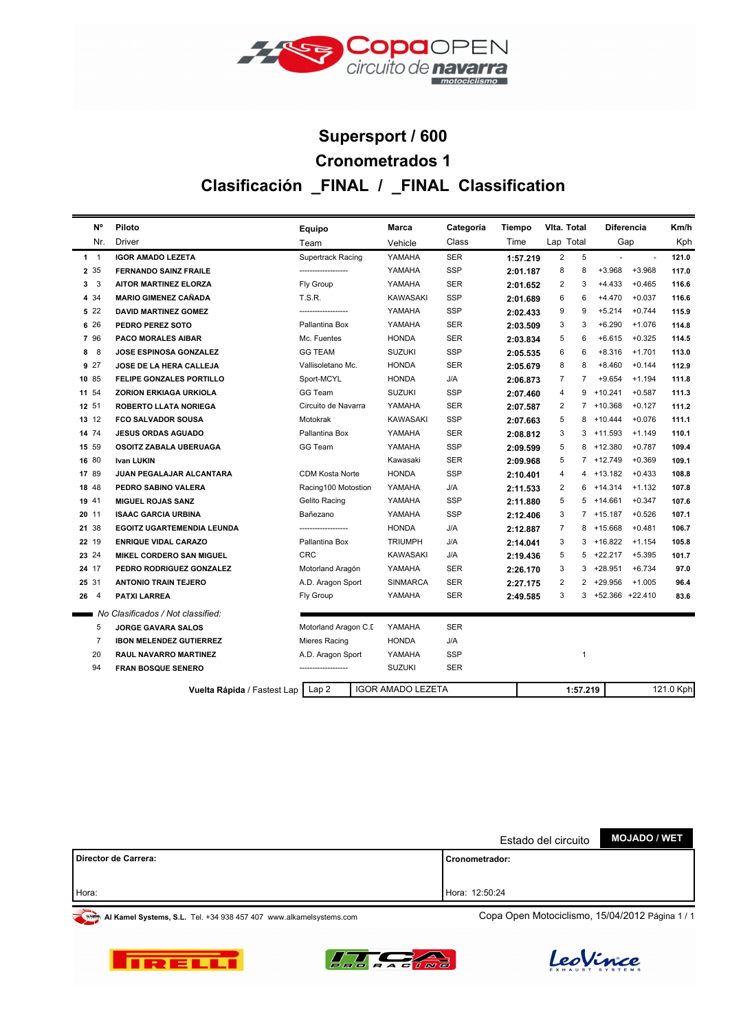# Supersport / 600

## Cronometrados 1

## Clasificación _FINAL / _FINAL Classification

| Pos | Nº / Nr. | Piloto / Driver | Equipo / Team | Marca / Vehicle | Categoría / Class | Tiempo / Time | Vlta. / Lap | Total | Diferencia / Gap | | Km/h / Kph |
|---|---|---|---|---|---|---|---|---|---|---|---|
| 1 | 1 | IGOR AMADO LEZETA | Supertrack Racing | YAMAHA | SER | 1:57.219 | 2 | 5 | - | - | 121.0 |
| 2 | 35 | FERNANDO SAINZ FRAILE | ------------------- | YAMAHA | SSP | 2:01.187 | 8 | 8 | +3.968 | +3.968 | 117.0 |
| 3 | 3 | AITOR MARTINEZ ELORZA | Fly Group | YAMAHA | SER | 2:01.652 | 2 | 3 | +4.433 | +0.465 | 116.6 |
| 4 | 34 | MARIO GIMENEZ CAÑADA | T.S.R. | KAWASAKI | SSP | 2:01.689 | 6 | 6 | +4.470 | +0.037 | 116.6 |
| 5 | 22 | DAVID MARTINEZ GOMEZ | ------------------- | YAMAHA | SSP | 2:02.433 | 9 | 9 | +5.214 | +0.744 | 115.9 |
| 6 | 26 | PEDRO PEREZ SOTO | Pallantina Box | YAMAHA | SER | 2:03.509 | 3 | 3 | +6.290 | +1.076 | 114.8 |
| 7 | 96 | PACO MORALES AIBAR | Mc. Fuentes | HONDA | SER | 2:03.834 | 5 | 6 | +6.615 | +0.325 | 114.5 |
| 8 | 8 | JOSE ESPINOSA GONZALEZ | GG TEAM | SUZUKI | SSP | 2:05.535 | 6 | 6 | +8.316 | +1.701 | 113.0 |
| 9 | 27 | JOSE DE LA HERA CALLEJA | Vallisoletano Mc. | HONDA | SER | 2:05.679 | 8 | 8 | +8.460 | +0.144 | 112.9 |
| 10 | 85 | FELIPE GONZALES PORTILLO | Sport-MCYL | HONDA | J/A | 2:06.873 | 7 | 7 | +9.654 | +1.194 | 111.8 |
| 11 | 54 | ZORION ERKIAGA URKIOLA | GG Team | SUZUKI | SSP | 2:07.460 | 4 | 9 | +10.241 | +0.587 | 111.3 |
| 12 | 51 | ROBERTO LLATA NORIEGA | Circuito de Navarra | YAMAHA | SER | 2:07.587 | 2 | 7 | +10.368 | +0.127 | 111.2 |
| 13 | 12 | FCO SALVADOR SOUSA | Motokrak | KAWASAKI | SSP | 2:07.663 | 5 | 8 | +10.444 | +0.076 | 111.1 |
| 14 | 74 | JESUS ORDAS AGUADO | Pallantina Box | YAMAHA | SER | 2:08.812 | 3 | 3 | +11.593 | +1.149 | 110.1 |
| 15 | 59 | OSOITZ ZABALA UBERUAGA | GG Team | YAMAHA | SSP | 2:09.599 | 5 | 8 | +12.380 | +0.787 | 109.4 |
| 16 | 80 | Ivan LUKIN | | Kawasaki | SER | 2:09.968 | 5 | 7 | +12.749 | +0.369 | 109.1 |
| 17 | 89 | JUAN PEGALAJAR ALCANTARA | CDM Kosta Norte | HONDA | SSP | 2:10.401 | 4 | 4 | +13.182 | +0.433 | 108.8 |
| 18 | 48 | PEDRO SABINO VALERA | Racing100 Motostion | YAMAHA | J/A | 2:11.533 | 2 | 6 | +14.314 | +1.132 | 107.8 |
| 19 | 41 | MIGUEL ROJAS SANZ | Gelito Racing | YAMAHA | SSP | 2:11.880 | 5 | 5 | +14.661 | +0.347 | 107.6 |
| 20 | 11 | ISAAC GARCIA URBINA | Bañezano | YAMAHA | SSP | 2:12.406 | 3 | 7 | +15.187 | +0.526 | 107.1 |
| 21 | 38 | EGOITZ UGARTEMENDIA LEUNDA | ------------------- | HONDA | J/A | 2:12.887 | 7 | 8 | +15.668 | +0.481 | 106.7 |
| 22 | 19 | ENRIQUE VIDAL CARAZO | Pallantina Box | TRIUMPH | J/A | 2:14.041 | 3 | 6 | +16.822 | +1.154 | 105.8 |
| 23 | 24 | MIKEL CORDERO SAN MIGUEL | CRC | KAWASAKI | J/A | 2:19.436 | 5 | 5 | +22.217 | +5.395 | 101.7 |
| 24 | 17 | PEDRO RODRIGUEZ GONZALEZ | Motorland Aragón | YAMAHA | SER | 2:26.170 | 3 | 3 | +28.951 | +6.734 | 97.0 |
| 25 | 31 | ANTONIO TRAIN TEJERO | A.D. Aragon Sport | SINMARCA | SER | 2:27.175 | 2 | 2 | +29.956 | +1.005 | 96.4 |
| 26 | 4 | PATXI LARREA | Fly Group | YAMAHA | SER | 2:49.585 | 3 | 3 | +52.366 | +22.410 | 83.6 |

*No Clasificados / Not classified:*

| Nº | Piloto / Driver | Equipo / Team | Marca / Vehicle | Categoría / Class | Tiempo / Time | Vlta. / Lap | Total |
|---|---|---|---|---|---|---|---|
| 5 | JORGE GAVARA SALOS | Motorland Aragon C.D | YAMAHA | SER | | | |
| 7 | IBON MELENDEZ GUTIERREZ | Mieres Racing | HONDA | J/A | | | |
| 20 | RAUL NAVARRO MARTINEZ | A.D. Aragon Sport | YAMAHA | SSP | | | 1 |
| 94 | FRAN BOSQUE SENERO | ------------------- | SUZUKI | SER | | | |

**Vuelta Rápida** / Fastest Lap | Lap 2 | IGOR AMADO LEZETA | 1:57.219 | 121.0 Kph

Estado del circuito **MOJADO / WET**

| **Director de Carrera:** | **Cronometrador:** |
|---|---|
| Hora: | Hora: 12:50:24 |

**Al Kamel Systems, S.L.** Tel. +34 938 457 407 www.alkamelsystems.com

Copa Open Motociclismo, 15/04/2012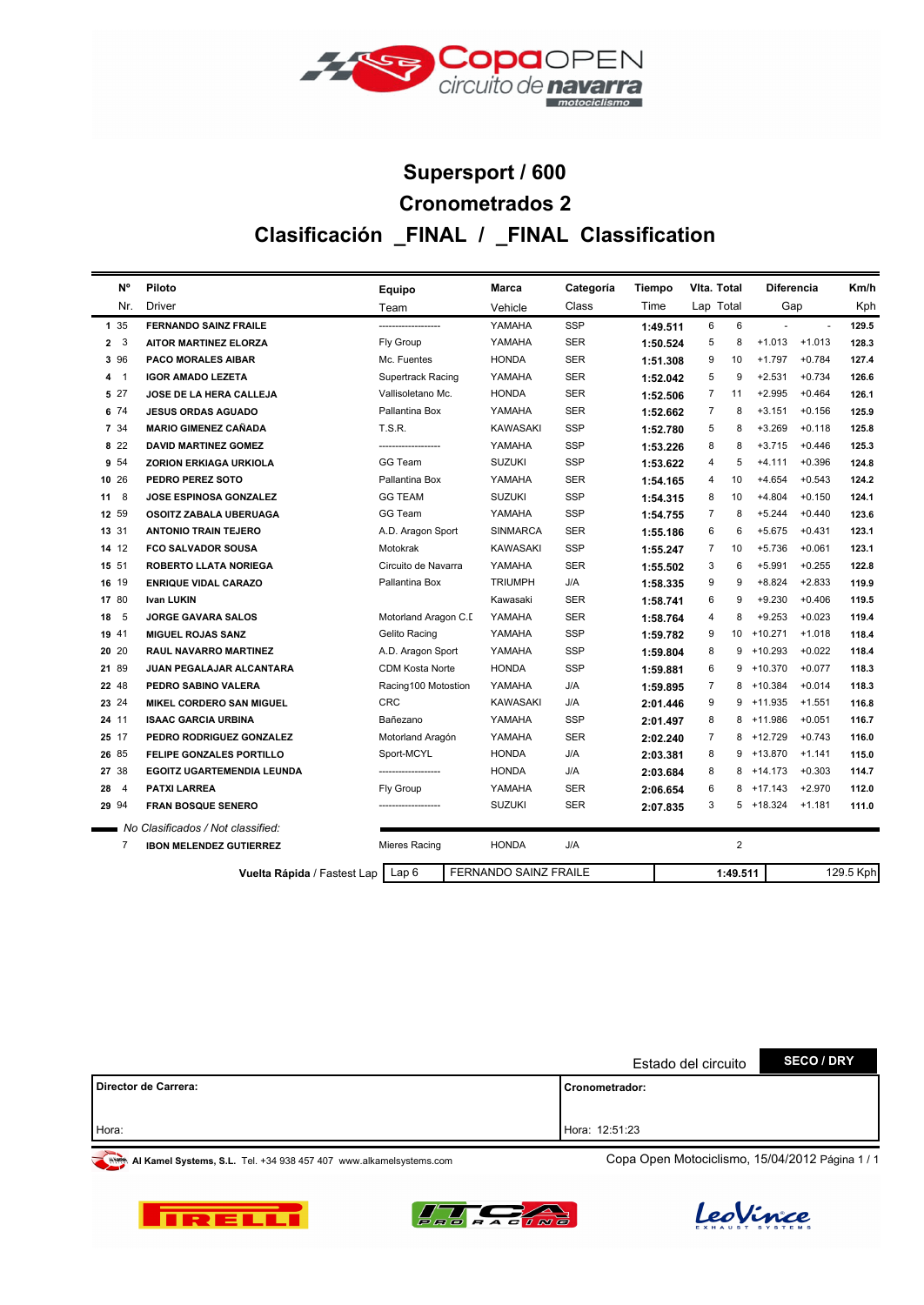# Supersport / 600

## Cronometrados 2

## Clasificación _FINAL / _FINAL Classification

| Nº Nr. | Piloto Driver | Equipo Team | Marca Vehicle | Categoría Class | Tiempo Time | Vlta. Lap | Total Total | Diferencia Gap | | Km/h Kph |
|---|---|---|---|---|---|---|---|---|---|---|
| 1 35 | FERNANDO SAINZ FRAILE | ------------------- | YAMAHA | SSP | 1:49.511 | 6 | 6 | - | - | 129.5 |
| 2 3 | AITOR MARTINEZ ELORZA | Fly Group | YAMAHA | SER | 1:50.524 | 5 | 8 | +1.013 | +1.013 | 128.3 |
| 3 96 | PACO MORALES AIBAR | Mc. Fuentes | HONDA | SER | 1:51.308 | 9 | 10 | +1.797 | +0.784 | 127.4 |
| 4 1 | IGOR AMADO LEZETA | Supertrack Racing | YAMAHA | SER | 1:52.042 | 5 | 9 | +2.531 | +0.734 | 126.6 |
| 5 27 | JOSE DE LA HERA CALLEJA | Vallisoletano Mc. | HONDA | SER | 1:52.506 | 7 | 11 | +2.995 | +0.464 | 126.1 |
| 6 74 | JESUS ORDAS AGUADO | Pallantina Box | YAMAHA | SER | 1:52.662 | 7 | 8 | +3.151 | +0.156 | 125.9 |
| 7 34 | MARIO GIMENEZ CAÑADA | T.S.R. | KAWASAKI | SSP | 1:52.780 | 5 | 8 | +3.269 | +0.118 | 125.8 |
| 8 22 | DAVID MARTINEZ GOMEZ | ------------------- | YAMAHA | SSP | 1:53.226 | 8 | 8 | +3.715 | +0.446 | 125.3 |
| 9 54 | ZORION ERKIAGA URKIOLA | GG Team | SUZUKI | SSP | 1:53.622 | 4 | 5 | +4.111 | +0.396 | 124.8 |
| 10 26 | PEDRO PEREZ SOTO | Pallantina Box | YAMAHA | SER | 1:54.165 | 4 | 10 | +4.654 | +0.543 | 124.2 |
| 11 8 | JOSE ESPINOSA GONZALEZ | GG TEAM | SUZUKI | SSP | 1:54.315 | 8 | 10 | +4.804 | +0.150 | 124.1 |
| 12 59 | OSOITZ ZABALA UBERUAGA | GG Team | YAMAHA | SSP | 1:54.755 | 7 | 8 | +5.244 | +0.440 | 123.6 |
| 13 31 | ANTONIO TRAIN TEJERO | A.D. Aragon Sport | SINMARCA | SER | 1:55.186 | 6 | 6 | +5.675 | +0.431 | 123.1 |
| 14 12 | FCO SALVADOR SOUSA | Motokrak | KAWASAKI | SSP | 1:55.247 | 7 | 10 | +5.736 | +0.061 | 123.1 |
| 15 51 | ROBERTO LLATA NORIEGA | Circuito de Navarra | YAMAHA | SER | 1:55.502 | 3 | 6 | +5.991 | +0.255 | 122.8 |
| 16 19 | ENRIQUE VIDAL CARAZO | Pallantina Box | TRIUMPH | J/A | 1:58.335 | 9 | 9 | +8.824 | +2.833 | 119.9 |
| 17 80 | Ivan LUKIN | | Kawasaki | SER | 1:58.741 | 6 | 9 | +9.230 | +0.406 | 119.5 |
| 18 5 | JORGE GAVARA SALOS | Motorland Aragon C.D | YAMAHA | SER | 1:58.764 | 4 | 8 | +9.253 | +0.023 | 119.4 |
| 19 41 | MIGUEL ROJAS SANZ | Gelito Racing | YAMAHA | SSP | 1:59.782 | 9 | 10 | +10.271 | +1.018 | 118.4 |
| 20 20 | RAUL NAVARRO MARTINEZ | A.D. Aragon Sport | YAMAHA | SSP | 1:59.804 | 8 | 9 | +10.293 | +0.022 | 118.4 |
| 21 89 | JUAN PEGALAJAR ALCANTARA | CDM Kosta Norte | HONDA | SSP | 1:59.881 | 6 | 9 | +10.370 | +0.077 | 118.3 |
| 22 48 | PEDRO SABINO VALERA | Racing100 Motostion | YAMAHA | J/A | 1:59.895 | 7 | 8 | +10.384 | +0.014 | 118.3 |
| 23 24 | MIKEL CORDERO SAN MIGUEL | CRC | KAWASAKI | J/A | 2:01.446 | 9 | 9 | +11.935 | +1.551 | 116.8 |
| 24 11 | ISAAC GARCIA URBINA | Bañezano | YAMAHA | SSP | 2:01.497 | 8 | 8 | +11.986 | +0.051 | 116.7 |
| 25 17 | PEDRO RODRIGUEZ GONZALEZ | Motorland Aragón | YAMAHA | SER | 2:02.240 | 7 | 8 | +12.729 | +0.743 | 116.0 |
| 26 85 | FELIPE GONZALES PORTILLO | Sport-MCYL | HONDA | J/A | 2:03.381 | 8 | 9 | +13.870 | +1.141 | 115.0 |
| 27 38 | EGOITZ UGARTEMENDIA LEUNDA | ------------------- | HONDA | J/A | 2:03.684 | 8 | 8 | +14.173 | +0.303 | 114.7 |
| 28 4 | PATXI LARREA | Fly Group | YAMAHA | SER | 2:06.654 | 6 | 8 | +17.143 | +2.970 | 112.0 |
| 29 94 | FRAN BOSQUE SENERO | ------------------- | SUZUKI | SER | 2:07.835 | 3 | 5 | +18.324 | +1.181 | 111.0 |

*No Clasificados / Not classified:*

| Nº | Piloto | Equipo | Marca | Categoría | Tiempo | Vlta. | Total | Diferencia | | Km/h |
|---|---|---|---|---|---|---|---|---|---|---|
| 7 | IBON MELENDEZ GUTIERREZ | Mieres Racing | HONDA | J/A | | | 2 | | | |

**Vuelta Rápida** / Fastest Lap | Lap 6 | FERNANDO SAINZ FRAILE | 1:49.511 | 129.5 Kph

Estado del circuito **SECO / DRY**

| **Director de Carrera:** | **Cronometrador:** |
|---|---|
| Hora: | Hora: 12:51:23 |

**Al Kamel Systems, S.L.** Tel. +34 938 457 407 www.alkamelsystems.com

Copa Open Motociclismo, 15/04/2012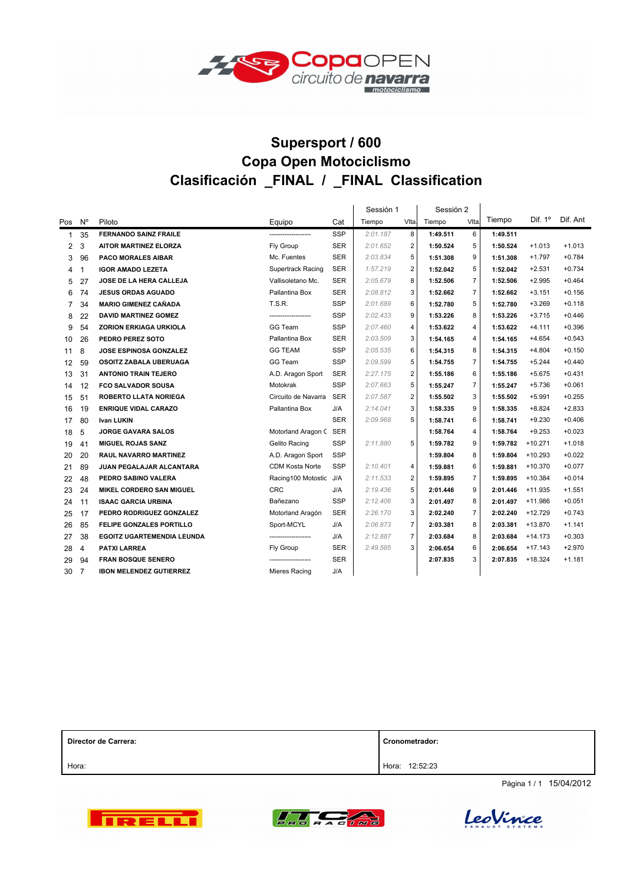# Supersport / 600

## Copa Open Motociclismo

## Clasificación _FINAL / _FINAL Classification

| Pos | Nº | Piloto | Equipo | Cat | Sessión 1 Tiempo | Vlta | Sessión 2 Tiempo | Vlta | Tiempo | Dif. 1º | Dif. Ant |
|---|---|---|---|---|---|---|---|---|---|---|---|
| 1 | 35 | FERNANDO SAINZ FRAILE | ------------------- | SSP | 2:01.187 | 8 | 1:49.511 | 6 | 1:49.511 | | |
| 2 | 3 | AITOR MARTINEZ ELORZA | Fly Group | SER | 2:01.652 | 2 | 1:50.524 | 5 | 1:50.524 | +1.013 | +1.013 |
| 3 | 96 | PACO MORALES AIBAR | Mc. Fuentes | SER | 2:03.834 | 5 | 1:51.308 | 9 | 1:51.308 | +1.797 | +0.784 |
| 4 | 1 | IGOR AMADO LEZETA | Supertrack Racing | SER | 1:57.219 | 2 | 1:52.042 | 5 | 1:52.042 | +2.531 | +0.734 |
| 5 | 27 | JOSE DE LA HERA CALLEJA | Vallisoletano Mc. | SER | 2:05.679 | 8 | 1:52.506 | 7 | 1:52.506 | +2.995 | +0.464 |
| 6 | 74 | JESUS ORDAS AGUADO | Pallantina Box | SER | 2:08.812 | 3 | 1:52.662 | 7 | 1:52.662 | +3.151 | +0.156 |
| 7 | 34 | MARIO GIMENEZ CAÑADA | T.S.R. | SSP | 2:01.689 | 6 | 1:52.780 | 5 | 1:52.780 | +3.269 | +0.118 |
| 8 | 22 | DAVID MARTINEZ GOMEZ | ------------------- | SSP | 2:02.433 | 9 | 1:53.226 | 8 | 1:53.226 | +3.715 | +0.446 |
| 9 | 54 | ZORION ERKIAGA URKIOLA | GG Team | SSP | 2:07.460 | 4 | 1:53.622 | 4 | 1:53.622 | +4.111 | +0.396 |
| 10 | 26 | PEDRO PEREZ SOTO | Pallantina Box | SER | 2:03.509 | 3 | 1:54.165 | 4 | 1:54.165 | +4.654 | +0.543 |
| 11 | 8 | JOSE ESPINOSA GONZALEZ | GG TEAM | SSP | 2:05.535 | 6 | 1:54.315 | 8 | 1:54.315 | +4.804 | +0.150 |
| 12 | 59 | OSOITZ ZABALA UBERUAGA | GG Team | SSP | 2:09.599 | 5 | 1:54.755 | 7 | 1:54.755 | +5.244 | +0.440 |
| 13 | 31 | ANTONIO TRAIN TEJERO | A.D. Aragon Sport | SER | 2:27.175 | 2 | 1:55.186 | 6 | 1:55.186 | +5.675 | +0.431 |
| 14 | 12 | FCO SALVADOR SOUSA | Motokrak | SSP | 2:07.663 | 5 | 1:55.247 | 7 | 1:55.247 | +5.736 | +0.061 |
| 15 | 51 | ROBERTO LLATA NORIEGA | Circuito de Navarra | SER | 2:07.587 | 2 | 1:55.502 | 3 | 1:55.502 | +5.991 | +0.255 |
| 16 | 19 | ENRIQUE VIDAL CARAZO | Pallantina Box | J/A | 2:14.041 | 3 | 1:58.335 | 9 | 1:58.335 | +8.824 | +2.833 |
| 17 | 80 | Ivan LUKIN | | SER | 2:09.968 | 5 | 1:58.741 | 6 | 1:58.741 | +9.230 | +0.406 |
| 18 | 5 | JORGE GAVARA SALOS | Motorland Aragon C | SER | | | 1:58.764 | 4 | 1:58.764 | +9.253 | +0.023 |
| 19 | 41 | MIGUEL ROJAS SANZ | Gelito Racing | SSP | 2:11.880 | 5 | 1:59.782 | 9 | 1:59.782 | +10.271 | +1.018 |
| 20 | 20 | RAUL NAVARRO MARTINEZ | A.D. Aragon Sport | SSP | | | 1:59.804 | 8 | 1:59.804 | +10.293 | +0.022 |
| 21 | 89 | JUAN PEGALAJAR ALCANTARA | CDM Kosta Norte | SSP | 2:10.401 | 4 | 1:59.881 | 6 | 1:59.881 | +10.370 | +0.077 |
| 22 | 48 | PEDRO SABINO VALERA | Racing100 Motostic | J/A | 2:11.533 | 2 | 1:59.895 | 7 | 1:59.895 | +10.384 | +0.014 |
| 23 | 24 | MIKEL CORDERO SAN MIGUEL | CRC | J/A | 2:19.436 | 5 | 2:01.446 | 9 | 2:01.446 | +11.935 | +1.551 |
| 24 | 11 | ISAAC GARCIA URBINA | Bañezano | SSP | 2:12.406 | 3 | 2:01.497 | 8 | 2:01.497 | +11.986 | +0.051 |
| 25 | 17 | PEDRO RODRIGUEZ GONZALEZ | Motorland Aragón | SER | 2:26.170 | 3 | 2:02.240 | 7 | 2:02.240 | +12.729 | +0.743 |
| 26 | 85 | FELIPE GONZALES PORTILLO | Sport-MCYL | J/A | 2:06.873 | 7 | 2:03.381 | 8 | 2:03.381 | +13.870 | +1.141 |
| 27 | 38 | EGOITZ UGARTEMENDIA LEUNDA | ------------------- | J/A | 2:12.887 | 7 | 2:03.684 | 8 | 2:03.684 | +14.173 | +0.303 |
| 28 | 4 | PATXI LARREA | Fly Group | SER | 2:49.585 | 3 | 2:06.654 | 6 | 2:06.654 | +17.143 | +2.970 |
| 29 | 94 | FRAN BOSQUE SENERO | ------------------- | SER | | | 2:07.835 | 3 | 2:07.835 | +18.324 | +1.181 |
| 30 | 7 | IBON MELENDEZ GUTIERREZ | Mieres Racing | J/A | | | | | | | |

| Director de Carrera: | Cronometrador: |
|---|---|
| Hora: | Hora: 12:52:23 |

15/04/2012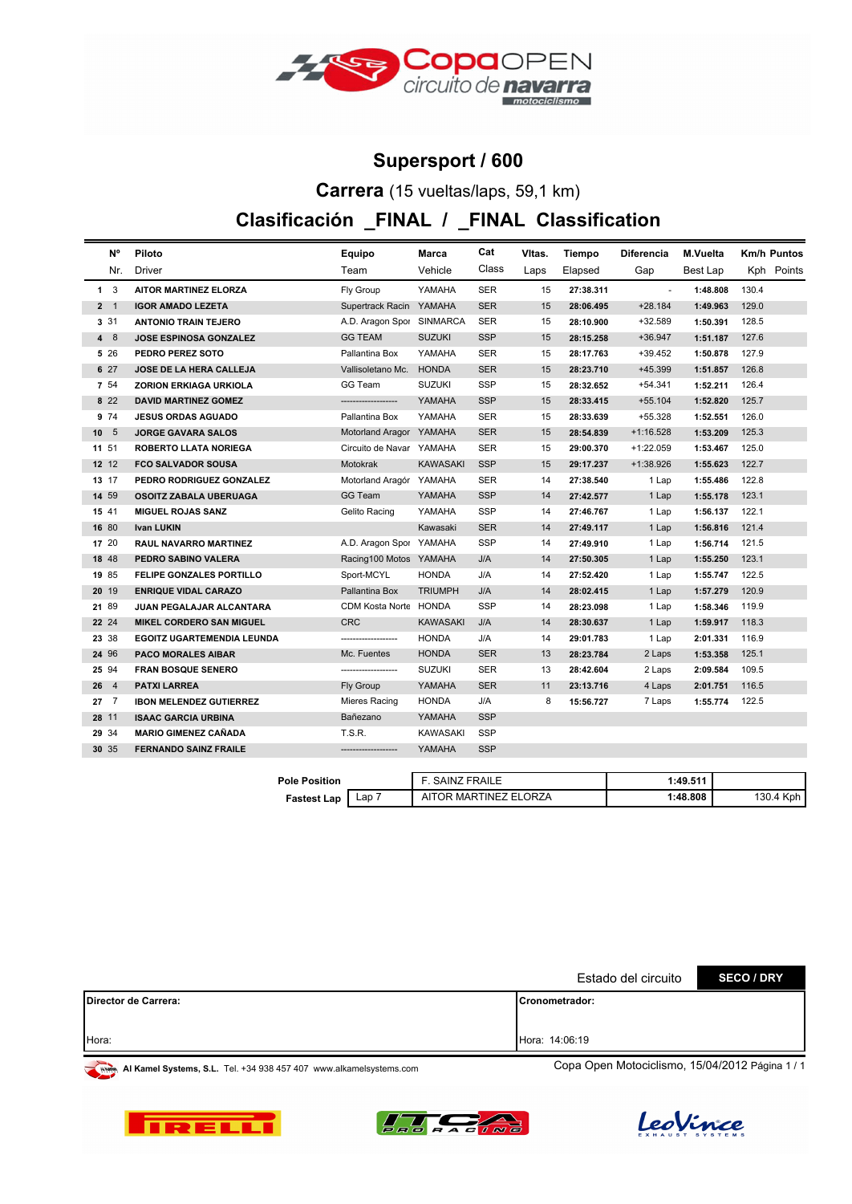# Supersport / 600

## Carrera (15 vueltas/laps, 59,1 km)

## Clasificación _FINAL / _FINAL Classification

| | Nº<br>Nr. | Piloto<br>Driver | Equipo<br>Team | Marca<br>Vehicle | Cat<br>Class | Vltas.<br>Laps | Tiempo<br>Elapsed | Diferencia<br>Gap | M.Vuelta<br>Best Lap | Km/h<br>Kph | Puntos<br>Points |
|---|---|---|---|---|---|---|---|---|---|---|---|
| 1 | 3 | AITOR MARTINEZ ELORZA | Fly Group | YAMAHA | SER | 15 | 27:38.311 | - | 1:48.808 | 130.4 | |
| 2 | 1 | IGOR AMADO LEZETA | Supertrack Racin | YAMAHA | SER | 15 | 28:06.495 | +28.184 | 1:49.963 | 129.0 | |
| 3 | 31 | ANTONIO TRAIN TEJERO | A.D. Aragon Spor | SINMARCA | SER | 15 | 28:10.900 | +32.589 | 1:50.391 | 128.5 | |
| 4 | 8 | JOSE ESPINOSA GONZALEZ | GG TEAM | SUZUKI | SSP | 15 | 28:15.258 | +36.947 | 1:51.187 | 127.6 | |
| 5 | 26 | PEDRO PEREZ SOTO | Pallantina Box | YAMAHA | SER | 15 | 28:17.763 | +39.452 | 1:50.878 | 127.9 | |
| 6 | 27 | JOSE DE LA HERA CALLEJA | Vallisoletano Mc. | HONDA | SER | 15 | 28:23.710 | +45.399 | 1:51.857 | 126.8 | |
| 7 | 54 | ZORION ERKIAGA URKIOLA | GG Team | SUZUKI | SSP | 15 | 28:32.652 | +54.341 | 1:52.211 | 126.4 | |
| 8 | 22 | DAVID MARTINEZ GOMEZ | ------------------ | YAMAHA | SSP | 15 | 28:33.415 | +55.104 | 1:52.820 | 125.7 | |
| 9 | 74 | JESUS ORDAS AGUADO | Pallantina Box | YAMAHA | SER | 15 | 28:33.639 | +55.328 | 1:52.551 | 126.0 | |
| 10 | 5 | JORGE GAVARA SALOS | Motorland Aragor | YAMAHA | SER | 15 | 28:54.839 | +1:16.528 | 1:53.209 | 125.3 | |
| 11 | 51 | ROBERTO LLATA NORIEGA | Circuito de Navar | YAMAHA | SER | 15 | 29:00.370 | +1:22.059 | 1:53.467 | 125.0 | |
| 12 | 12 | FCO SALVADOR SOUSA | Motokrak | KAWASAKI | SSP | 15 | 29:17.237 | +1:38.926 | 1:55.623 | 122.7 | |
| 13 | 17 | PEDRO RODRIGUEZ GONZALEZ | Motorland Aragór | YAMAHA | SER | 14 | 27:38.540 | 1 Lap | 1:55.486 | 122.8 | |
| 14 | 59 | OSOITZ ZABALA UBERUAGA | GG Team | YAMAHA | SSP | 14 | 27:42.577 | 1 Lap | 1:55.178 | 123.1 | |
| 15 | 41 | MIGUEL ROJAS SANZ | Gelito Racing | YAMAHA | SSP | 14 | 27:46.767 | 1 Lap | 1:56.137 | 122.1 | |
| 16 | 80 | Ivan LUKIN | | Kawasaki | SER | 14 | 27:49.117 | 1 Lap | 1:56.816 | 121.4 | |
| 17 | 20 | RAUL NAVARRO MARTINEZ | A.D. Aragon Spor | YAMAHA | SSP | 14 | 27:49.910 | 1 Lap | 1:56.714 | 121.5 | |
| 18 | 48 | PEDRO SABINO VALERA | Racing100 Motos | YAMAHA | J/A | 14 | 27:50.305 | 1 Lap | 1:55.250 | 123.1 | |
| 19 | 85 | FELIPE GONZALES PORTILLO | Sport-MCYL | HONDA | J/A | 14 | 27:52.420 | 1 Lap | 1:55.747 | 122.5 | |
| 20 | 19 | ENRIQUE VIDAL CARAZO | Pallantina Box | TRIUMPH | J/A | 14 | 28:02.415 | 1 Lap | 1:57.279 | 120.9 | |
| 21 | 89 | JUAN PEGALAJAR ALCANTARA | CDM Kosta Norte | HONDA | SSP | 14 | 28:23.098 | 1 Lap | 1:58.346 | 119.9 | |
| 22 | 24 | MIKEL CORDERO SAN MIGUEL | CRC | KAWASAKI | J/A | 14 | 28:30.637 | 1 Lap | 1:59.917 | 118.3 | |
| 23 | 38 | EGOITZ UGARTEMENDIA LEUNDA | ------------------ | HONDA | J/A | 14 | 29:01.783 | 1 Lap | 2:01.331 | 116.9 | |
| 24 | 96 | PACO MORALES AIBAR | Mc. Fuentes | HONDA | SER | 13 | 28:23.784 | 2 Laps | 1:53.358 | 125.1 | |
| 25 | 94 | FRAN BOSQUE SENERO | ------------------ | SUZUKI | SER | 13 | 28:42.604 | 2 Laps | 2:09.584 | 109.5 | |
| 26 | 4 | PATXI LARREA | Fly Group | YAMAHA | SER | 11 | 23:13.716 | 4 Laps | 2:01.751 | 116.5 | |
| 27 | 7 | IBON MELENDEZ GUTIERREZ | Mieres Racing | HONDA | J/A | 8 | 15:56.727 | 7 Laps | 1:55.774 | 122.5 | |
| 28 | 11 | ISAAC GARCIA URBINA | Bañezano | YAMAHA | SSP | | | | | | |
| 29 | 34 | MARIO GIMENEZ CAÑADA | T.S.R. | KAWASAKI | SSP | | | | | | |
| 30 | 35 | FERNANDO SAINZ FRAILE | ------------------ | YAMAHA | SSP | | | | | | |

| | | | | |
|---|---|---|---|---|
| **Pole Position** | | F. SAINZ FRAILE | 1:49.511 | |
| **Fastest Lap** | Lap 7 | AITOR MARTINEZ ELORZA | 1:48.808 | 130.4 Kph |

Estado del circuito **SECO / DRY**

| | |
|---|---|
| **Director de Carrera:** | **Cronometrador:** |
| Hora: | Hora: 14:06:19 |

**Al Kamel Systems, S.L.** Tel. +34 938 457 407 www.alkamelsystems.com

Copa Open Motociclismo, 15/04/2012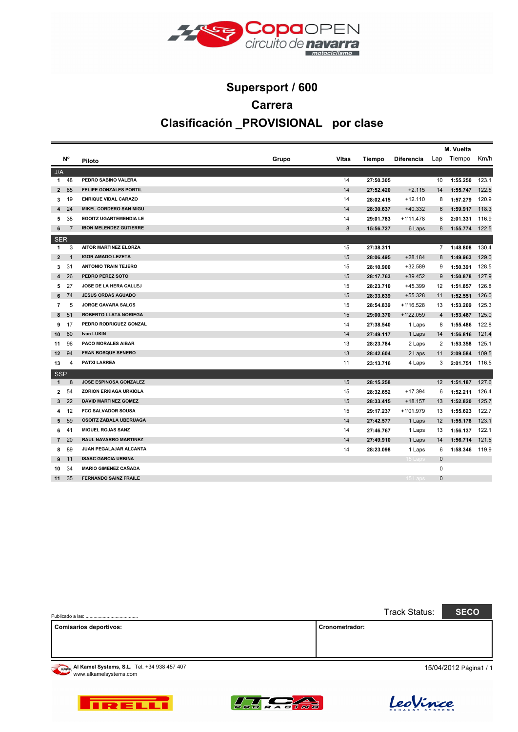# Supersport / 600

## Carrera

## Clasificación _PROVISIONAL por clase

| | Nº | Piloto | Grupo | Vltas | Tiempo | Diferencia | M. Vuelta Lap | M. Vuelta Tiempo | Km/h |
|---|---|---|---|---|---|---|---|---|---|
| **J/A** | | | | | | | | | |
| 1 | 48 | PEDRO SABINO VALERA | | 14 | 27:50.305 | | 10 | 1:55.250 | 123.1 |
| 2 | 85 | FELIPE GONZALES PORTIL | | 14 | 27:52.420 | +2.115 | 14 | 1:55.747 | 122.5 |
| 3 | 19 | ENRIQUE VIDAL CARAZO | | 14 | 28:02.415 | +12.110 | 8 | 1:57.279 | 120.9 |
| 4 | 24 | MIKEL CORDERO SAN MIGU | | 14 | 28:30.637 | +40.332 | 6 | 1:59.917 | 118.3 |
| 5 | 38 | EGOITZ UGARTEMENDIA LE | | 14 | 29:01.783 | +1'11.478 | 8 | 2:01.331 | 116.9 |
| 6 | 7 | IBON MELENDEZ GUTIERRE | | 8 | 15:56.727 | 6 Laps | 8 | 1:55.774 | 122.5 |
| **SER** | | | | | | | | | |
| 1 | 3 | AITOR MARTINEZ ELORZA | | 15 | 27:38.311 | | 7 | 1:48.808 | 130.4 |
| 2 | 1 | IGOR AMADO LEZETA | | 15 | 28:06.495 | +28.184 | 8 | 1:49.963 | 129.0 |
| 3 | 31 | ANTONIO TRAIN TEJERO | | 15 | 28:10.900 | +32.589 | 9 | 1:50.391 | 128.5 |
| 4 | 26 | PEDRO PEREZ SOTO | | 15 | 28:17.763 | +39.452 | 9 | 1:50.878 | 127.9 |
| 5 | 27 | JOSE DE LA HERA CALLEJ | | 15 | 28:23.710 | +45.399 | 12 | 1:51.857 | 126.8 |
| 6 | 74 | JESUS ORDAS AGUADO | | 15 | 28:33.639 | +55.328 | 11 | 1:52.551 | 126.0 |
| 7 | 5 | JORGE GAVARA SALOS | | 15 | 28:54.839 | +1'16.528 | 13 | 1:53.209 | 125.3 |
| 8 | 51 | ROBERTO LLATA NORIEGA | | 15 | 29:00.370 | +1'22.059 | 4 | 1:53.467 | 125.0 |
| 9 | 17 | PEDRO RODRIGUEZ GONZAL | | 14 | 27:38.540 | 1 Laps | 8 | 1:55.486 | 122.8 |
| 10 | 80 | Ivan LUKIN | | 14 | 27:49.117 | 1 Laps | 14 | 1:56.816 | 121.4 |
| 11 | 96 | PACO MORALES AIBAR | | 13 | 28:23.784 | 2 Laps | 2 | 1:53.358 | 125.1 |
| 12 | 94 | FRAN BOSQUE SENERO | | 13 | 28:42.604 | 2 Laps | 11 | 2:09.584 | 109.5 |
| 13 | 4 | PATXI LARREA | | 11 | 23:13.716 | 4 Laps | 3 | 2:01.751 | 116.5 |
| **SSP** | | | | | | | | | |
| 1 | 8 | JOSE ESPINOSA GONZALEZ | | 15 | 28:15.258 | | 12 | 1:51.187 | 127.6 |
| 2 | 54 | ZORION ERKIAGA URKIOLA | | 15 | 28:32.652 | +17.394 | 6 | 1:52.211 | 126.4 |
| 3 | 22 | DAVID MARTINEZ GOMEZ | | 15 | 28:33.415 | +18.157 | 13 | 1:52.820 | 125.7 |
| 4 | 12 | FCO SALVADOR SOUSA | | 15 | 29:17.237 | +1'01.979 | 13 | 1:55.623 | 122.7 |
| 5 | 59 | OSOITZ ZABALA UBERUAGA | | 14 | 27:42.577 | 1 Laps | 12 | 1:55.178 | 123.1 |
| 6 | 41 | MIGUEL ROJAS SANZ | | 14 | 27:46.767 | 1 Laps | 13 | 1:56.137 | 122.1 |
| 7 | 20 | RAUL NAVARRO MARTINEZ | | 14 | 27:49.910 | 1 Laps | 14 | 1:56.714 | 121.5 |
| 8 | 89 | JUAN PEGALAJAR ALCANTA | | 14 | 28:23.098 | 1 Laps | 6 | 1:58.346 | 119.9 |
| 9 | 11 | ISAAC GARCIA URBINA | | | | 15 Laps | 0 | | |
| 10 | 34 | MARIO GIMENEZ CAÑADA | | | | | 0 | | |
| 11 | 35 | FERNANDO SAINZ FRAILE | | | | 15 Laps | 0 | | |

Publicado a las: .......................................

Track Status: **SECO**

| Comisarios deportivos: | Cronometrador: |
|---|---|
| | |

**Al Kamel Systems, S.L.** Tel. +34 938 457 407
www.alkamelsystems.com

15/04/2012